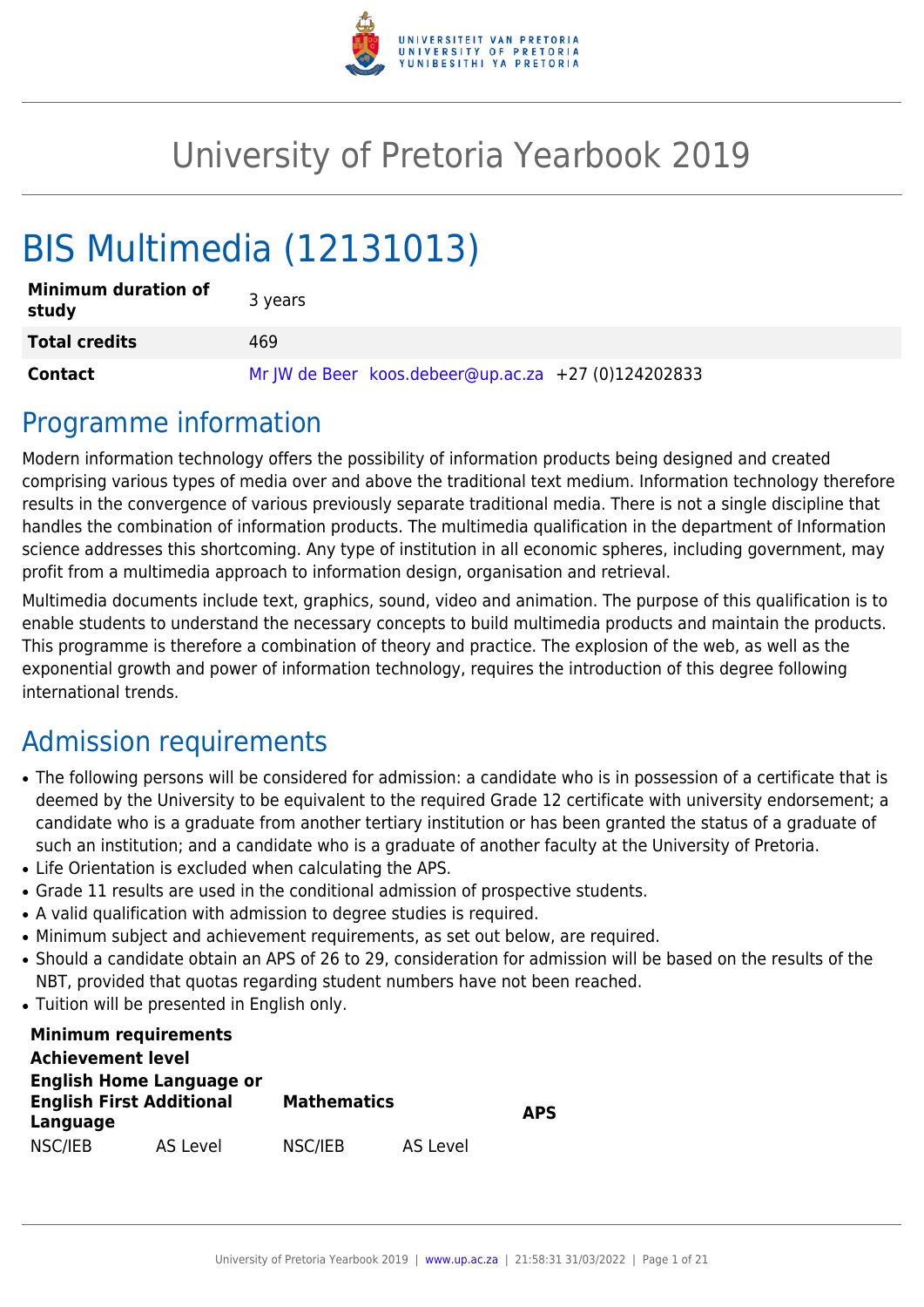# University of Pretoria Yearbook 2019

# BIS Multimedia (12131013)

| | |
|---|---|
| **Minimum duration of study** | 3 years |
| **Total credits** | 469 |
| **Contact** | Mr JW de Beer koos.debeer@up.ac.za +27 (0)124202833 |

## Programme information

Modern information technology offers the possibility of information products being designed and created comprising various types of media over and above the traditional text medium. Information technology therefore results in the convergence of various previously separate traditional media. There is not a single discipline that handles the combination of information products. The multimedia qualification in the department of Information science addresses this shortcoming. Any type of institution in all economic spheres, including government, may profit from a multimedia approach to information design, organisation and retrieval.

Multimedia documents include text, graphics, sound, video and animation. The purpose of this qualification is to enable students to understand the necessary concepts to build multimedia products and maintain the products. This programme is therefore a combination of theory and practice. The explosion of the web, as well as the exponential growth and power of information technology, requires the introduction of this degree following international trends.

## Admission requirements

- The following persons will be considered for admission: a candidate who is in possession of a certificate that is deemed by the University to be equivalent to the required Grade 12 certificate with university endorsement; a candidate who is a graduate from another tertiary institution or has been granted the status of a graduate of such an institution; and a candidate who is a graduate of another faculty at the University of Pretoria.
- Life Orientation is excluded when calculating the APS.
- Grade 11 results are used in the conditional admission of prospective students.
- A valid qualification with admission to degree studies is required.
- Minimum subject and achievement requirements, as set out below, are required.
- Should a candidate obtain an APS of 26 to 29, consideration for admission will be based on the results of the NBT, provided that quotas regarding student numbers have not been reached.
- Tuition will be presented in English only.

| **Minimum requirements** | | | | |
|---|---|---|---|---|
| **Achievement level** | | | | |
| **English Home Language or English First Additional Language** | | **Mathematics** | | **APS** |
| NSC/IEB | AS Level | NSC/IEB | AS Level | |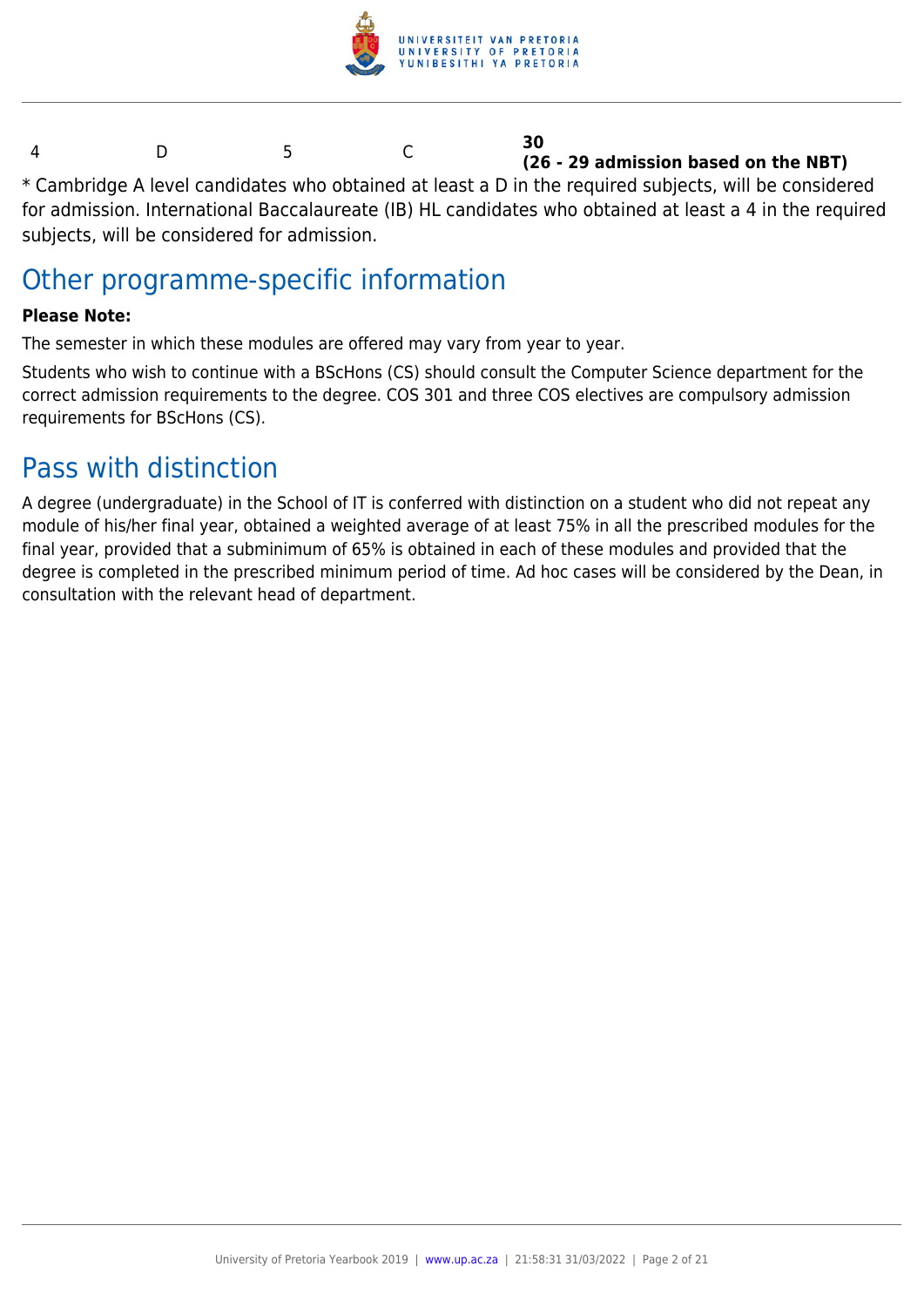| 4 | D | 5 | C | **30**<br>**(26 - 29 admission based on the NBT)** |
|---|---|---|---|---|

* Cambridge A level candidates who obtained at least a D in the required subjects, will be considered for admission. International Baccalaureate (IB) HL candidates who obtained at least a 4 in the required subjects, will be considered for admission.

## Other programme-specific information

**Please Note:**

The semester in which these modules are offered may vary from year to year.

Students who wish to continue with a BScHons (CS) should consult the Computer Science department for the correct admission requirements to the degree. COS 301 and three COS electives are compulsory admission requirements for BScHons (CS).

## Pass with distinction

A degree (undergraduate) in the School of IT is conferred with distinction on a student who did not repeat any module of his/her final year, obtained a weighted average of at least 75% in all the prescribed modules for the final year, provided that a subminimum of 65% is obtained in each of these modules and provided that the degree is completed in the prescribed minimum period of time. Ad hoc cases will be considered by the Dean, in consultation with the relevant head of department.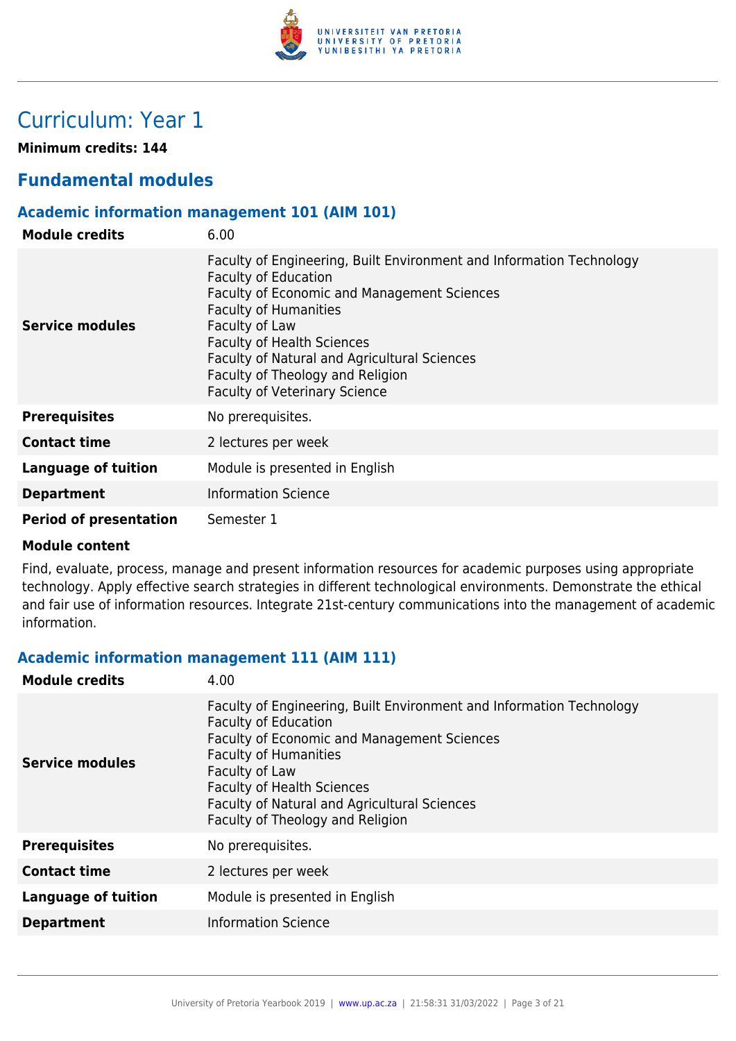# Curriculum: Year 1

**Minimum credits: 144**

## Fundamental modules

### Academic information management 101 (AIM 101)

| | |
|---|---|
| **Module credits** | 6.00 |
| **Service modules** | Faculty of Engineering, Built Environment and Information Technology<br>Faculty of Education<br>Faculty of Economic and Management Sciences<br>Faculty of Humanities<br>Faculty of Law<br>Faculty of Health Sciences<br>Faculty of Natural and Agricultural Sciences<br>Faculty of Theology and Religion<br>Faculty of Veterinary Science |
| **Prerequisites** | No prerequisites. |
| **Contact time** | 2 lectures per week |
| **Language of tuition** | Module is presented in English |
| **Department** | Information Science |
| **Period of presentation** | Semester 1 |

**Module content**

Find, evaluate, process, manage and present information resources for academic purposes using appropriate technology. Apply effective search strategies in different technological environments. Demonstrate the ethical and fair use of information resources. Integrate 21st-century communications into the management of academic information.

### Academic information management 111 (AIM 111)

| | |
|---|---|
| **Module credits** | 4.00 |
| **Service modules** | Faculty of Engineering, Built Environment and Information Technology<br>Faculty of Education<br>Faculty of Economic and Management Sciences<br>Faculty of Humanities<br>Faculty of Law<br>Faculty of Health Sciences<br>Faculty of Natural and Agricultural Sciences<br>Faculty of Theology and Religion |
| **Prerequisites** | No prerequisites. |
| **Contact time** | 2 lectures per week |
| **Language of tuition** | Module is presented in English |
| **Department** | Information Science |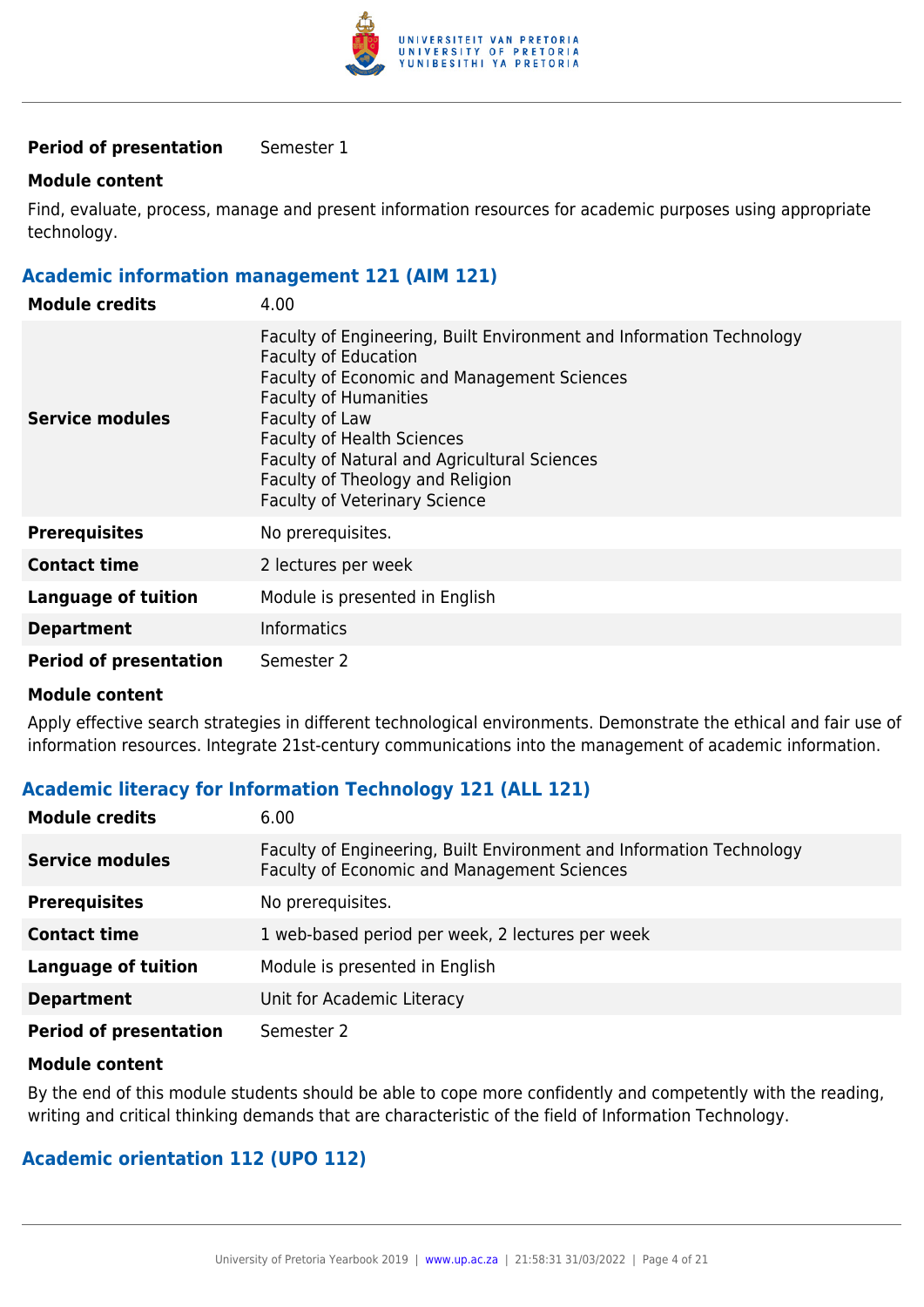| | |
|---|---|
| **Period of presentation** | Semester 1 |

**Module content**

Find, evaluate, process, manage and present information resources for academic purposes using appropriate technology.

### Academic information management 121 (AIM 121)

| | |
|---|---|
| **Module credits** | 4.00 |
| **Service modules** | Faculty of Engineering, Built Environment and Information Technology<br>Faculty of Education<br>Faculty of Economic and Management Sciences<br>Faculty of Humanities<br>Faculty of Law<br>Faculty of Health Sciences<br>Faculty of Natural and Agricultural Sciences<br>Faculty of Theology and Religion<br>Faculty of Veterinary Science |
| **Prerequisites** | No prerequisites. |
| **Contact time** | 2 lectures per week |
| **Language of tuition** | Module is presented in English |
| **Department** | Informatics |
| **Period of presentation** | Semester 2 |

**Module content**

Apply effective search strategies in different technological environments. Demonstrate the ethical and fair use of information resources. Integrate 21st-century communications into the management of academic information.

### Academic literacy for Information Technology 121 (ALL 121)

| | |
|---|---|
| **Module credits** | 6.00 |
| **Service modules** | Faculty of Engineering, Built Environment and Information Technology<br>Faculty of Economic and Management Sciences |
| **Prerequisites** | No prerequisites. |
| **Contact time** | 1 web-based period per week, 2 lectures per week |
| **Language of tuition** | Module is presented in English |
| **Department** | Unit for Academic Literacy |
| **Period of presentation** | Semester 2 |

**Module content**

By the end of this module students should be able to cope more confidently and competently with the reading, writing and critical thinking demands that are characteristic of the field of Information Technology.

### Academic orientation 112 (UPO 112)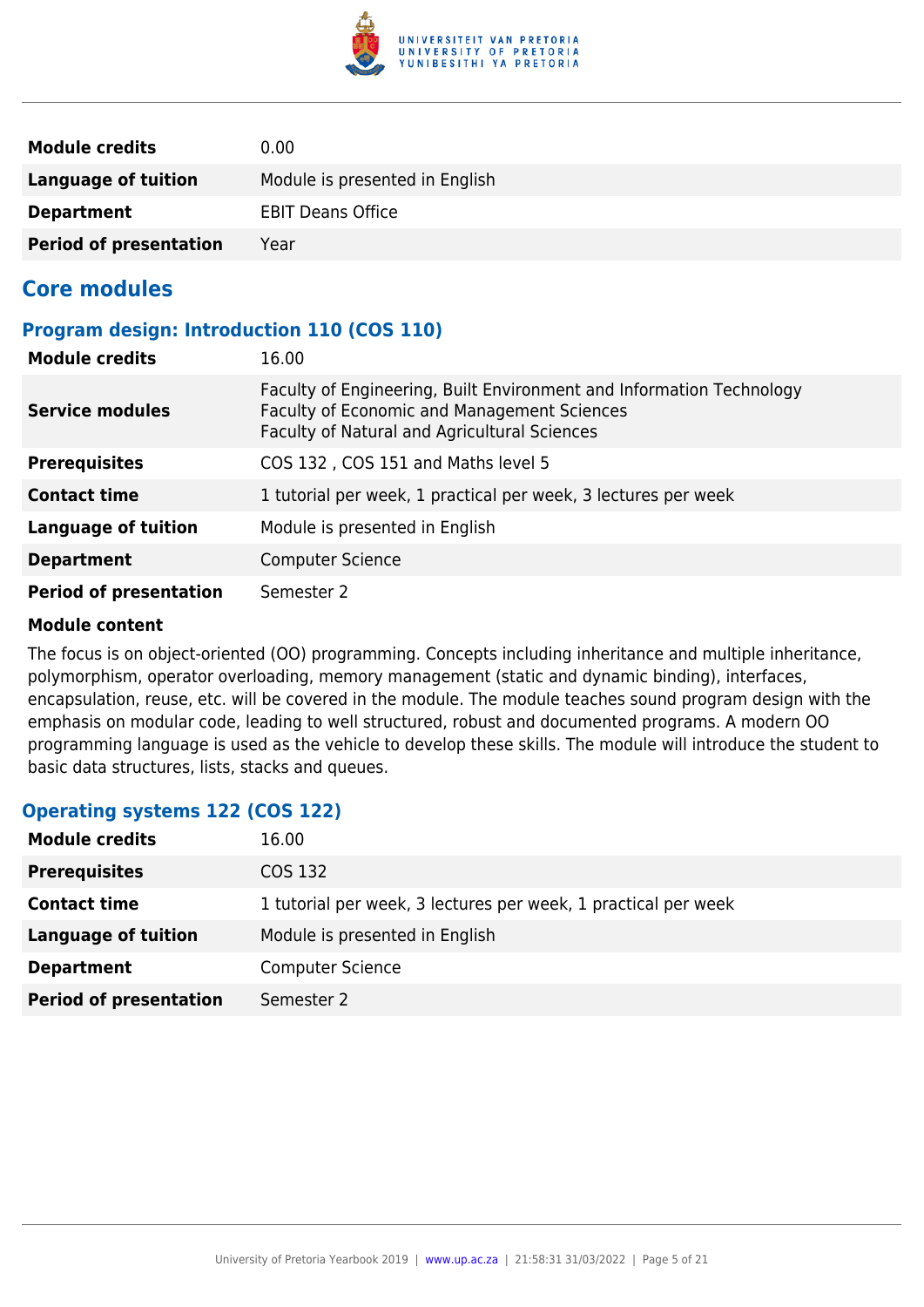| | |
|---|---|
| **Module credits** | 0.00 |
| **Language of tuition** | Module is presented in English |
| **Department** | EBIT Deans Office |
| **Period of presentation** | Year |

## Core modules

### Program design: Introduction 110 (COS 110)

| | |
|---|---|
| **Module credits** | 16.00 |
| **Service modules** | Faculty of Engineering, Built Environment and Information Technology<br>Faculty of Economic and Management Sciences<br>Faculty of Natural and Agricultural Sciences |
| **Prerequisites** | COS 132 , COS 151 and Maths level 5 |
| **Contact time** | 1 tutorial per week, 1 practical per week, 3 lectures per week |
| **Language of tuition** | Module is presented in English |
| **Department** | Computer Science |
| **Period of presentation** | Semester 2 |

**Module content**

The focus is on object-oriented (OO) programming. Concepts including inheritance and multiple inheritance, polymorphism, operator overloading, memory management (static and dynamic binding), interfaces, encapsulation, reuse, etc. will be covered in the module. The module teaches sound program design with the emphasis on modular code, leading to well structured, robust and documented programs. A modern OO programming language is used as the vehicle to develop these skills. The module will introduce the student to basic data structures, lists, stacks and queues.

### Operating systems 122 (COS 122)

| | |
|---|---|
| **Module credits** | 16.00 |
| **Prerequisites** | COS 132 |
| **Contact time** | 1 tutorial per week, 3 lectures per week, 1 practical per week |
| **Language of tuition** | Module is presented in English |
| **Department** | Computer Science |
| **Period of presentation** | Semester 2 |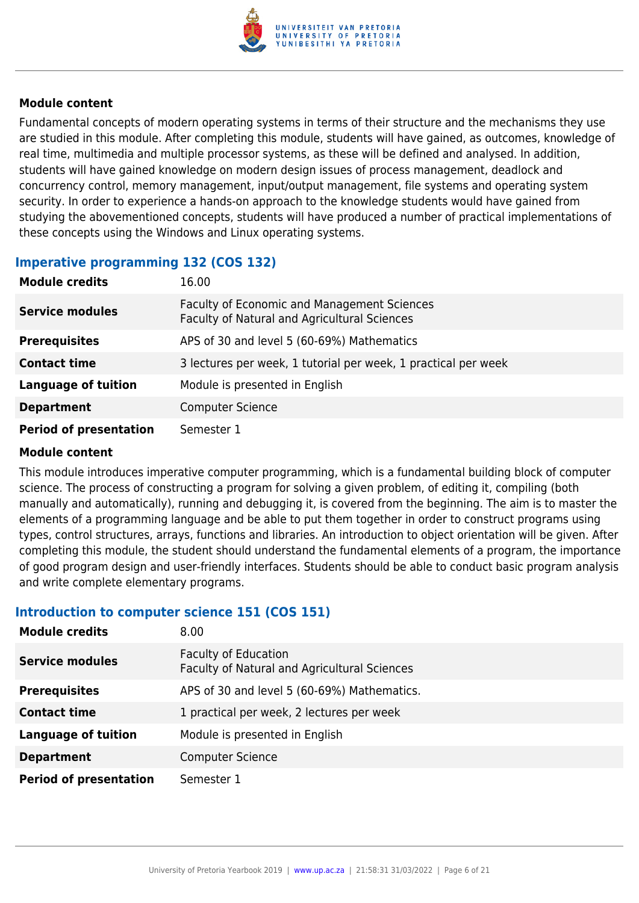#### Module content

Fundamental concepts of modern operating systems in terms of their structure and the mechanisms they use are studied in this module. After completing this module, students will have gained, as outcomes, knowledge of real time, multimedia and multiple processor systems, as these will be defined and analysed. In addition, students will have gained knowledge on modern design issues of process management, deadlock and concurrency control, memory management, input/output management, file systems and operating system security. In order to experience a hands-on approach to the knowledge students would have gained from studying the abovementioned concepts, students will have produced a number of practical implementations of these concepts using the Windows and Linux operating systems.

### Imperative programming 132 (COS 132)

| | |
|---|---|
| **Module credits** | 16.00 |
| **Service modules** | Faculty of Economic and Management Sciences<br>Faculty of Natural and Agricultural Sciences |
| **Prerequisites** | APS of 30 and level 5 (60-69%) Mathematics |
| **Contact time** | 3 lectures per week, 1 tutorial per week, 1 practical per week |
| **Language of tuition** | Module is presented in English |
| **Department** | Computer Science |
| **Period of presentation** | Semester 1 |

#### Module content

This module introduces imperative computer programming, which is a fundamental building block of computer science. The process of constructing a program for solving a given problem, of editing it, compiling (both manually and automatically), running and debugging it, is covered from the beginning. The aim is to master the elements of a programming language and be able to put them together in order to construct programs using types, control structures, arrays, functions and libraries. An introduction to object orientation will be given. After completing this module, the student should understand the fundamental elements of a program, the importance of good program design and user-friendly interfaces. Students should be able to conduct basic program analysis and write complete elementary programs.

### Introduction to computer science 151 (COS 151)

| | |
|---|---|
| **Module credits** | 8.00 |
| **Service modules** | Faculty of Education<br>Faculty of Natural and Agricultural Sciences |
| **Prerequisites** | APS of 30 and level 5 (60-69%) Mathematics. |
| **Contact time** | 1 practical per week, 2 lectures per week |
| **Language of tuition** | Module is presented in English |
| **Department** | Computer Science |
| **Period of presentation** | Semester 1 |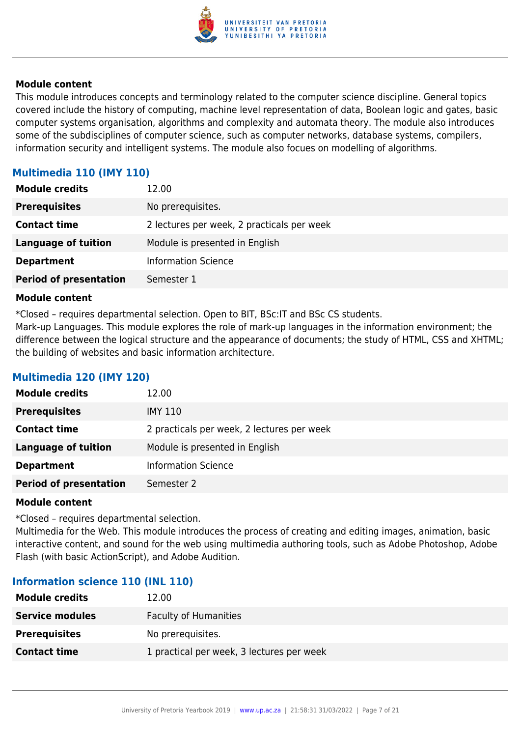**Module content**

This module introduces concepts and terminology related to the computer science discipline. General topics covered include the history of computing, machine level representation of data, Boolean logic and gates, basic computer systems organisation, algorithms and complexity and automata theory. The module also introduces some of the subdisciplines of computer science, such as computer networks, database systems, compilers, information security and intelligent systems. The module also focues on modelling of algorithms.

### Multimedia 110 (IMY 110)

| | |
|---|---|
| **Module credits** | 12.00 |
| **Prerequisites** | No prerequisites. |
| **Contact time** | 2 lectures per week, 2 practicals per week |
| **Language of tuition** | Module is presented in English |
| **Department** | Information Science |
| **Period of presentation** | Semester 1 |

**Module content**

*Closed – requires departmental selection. Open to BIT, BSc:IT and BSc CS students.
Mark-up Languages. This module explores the role of mark-up languages in the information environment; the difference between the logical structure and the appearance of documents; the study of HTML, CSS and XHTML; the building of websites and basic information architecture.

### Multimedia 120 (IMY 120)

| | |
|---|---|
| **Module credits** | 12.00 |
| **Prerequisites** | IMY 110 |
| **Contact time** | 2 practicals per week, 2 lectures per week |
| **Language of tuition** | Module is presented in English |
| **Department** | Information Science |
| **Period of presentation** | Semester 2 |

**Module content**

*Closed – requires departmental selection.
Multimedia for the Web. This module introduces the process of creating and editing images, animation, basic interactive content, and sound for the web using multimedia authoring tools, such as Adobe Photoshop, Adobe Flash (with basic ActionScript), and Adobe Audition.

### Information science 110 (INL 110)

| | |
|---|---|
| **Module credits** | 12.00 |
| **Service modules** | Faculty of Humanities |
| **Prerequisites** | No prerequisites. |
| **Contact time** | 1 practical per week, 3 lectures per week |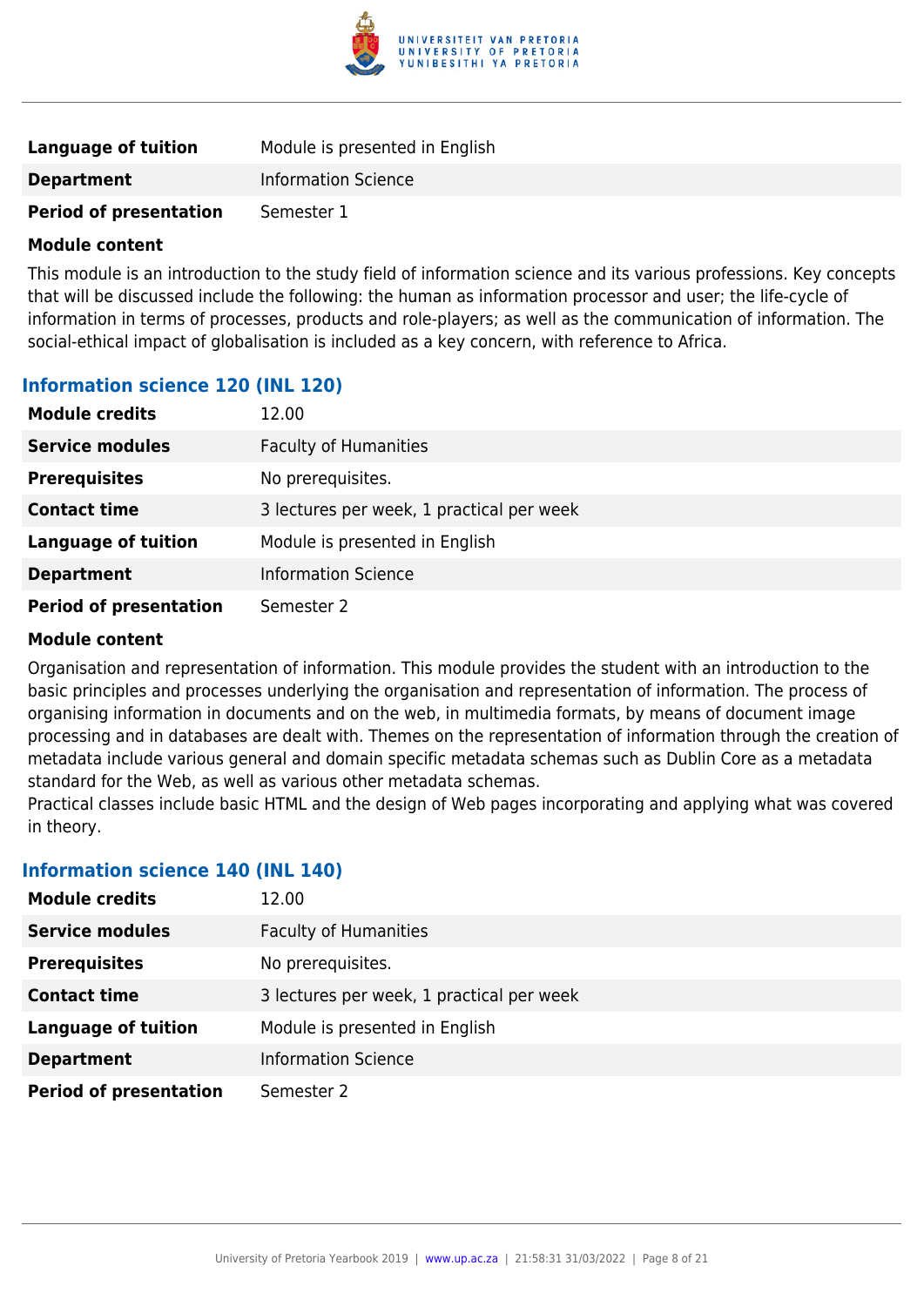| | |
|---|---|
| **Language of tuition** | Module is presented in English |
| **Department** | Information Science |
| **Period of presentation** | Semester 1 |

**Module content**

This module is an introduction to the study field of information science and its various professions. Key concepts that will be discussed include the following: the human as information processor and user; the life-cycle of information in terms of processes, products and role-players; as well as the communication of information. The social-ethical impact of globalisation is included as a key concern, with reference to Africa.

### Information science 120 (INL 120)

| | |
|---|---|
| **Module credits** | 12.00 |
| **Service modules** | Faculty of Humanities |
| **Prerequisites** | No prerequisites. |
| **Contact time** | 3 lectures per week, 1 practical per week |
| **Language of tuition** | Module is presented in English |
| **Department** | Information Science |
| **Period of presentation** | Semester 2 |

**Module content**

Organisation and representation of information. This module provides the student with an introduction to the basic principles and processes underlying the organisation and representation of information. The process of organising information in documents and on the web, in multimedia formats, by means of document image processing and in databases are dealt with. Themes on the representation of information through the creation of metadata include various general and domain specific metadata schemas such as Dublin Core as a metadata standard for the Web, as well as various other metadata schemas.
Practical classes include basic HTML and the design of Web pages incorporating and applying what was covered in theory.

### Information science 140 (INL 140)

| | |
|---|---|
| **Module credits** | 12.00 |
| **Service modules** | Faculty of Humanities |
| **Prerequisites** | No prerequisites. |
| **Contact time** | 3 lectures per week, 1 practical per week |
| **Language of tuition** | Module is presented in English |
| **Department** | Information Science |
| **Period of presentation** | Semester 2 |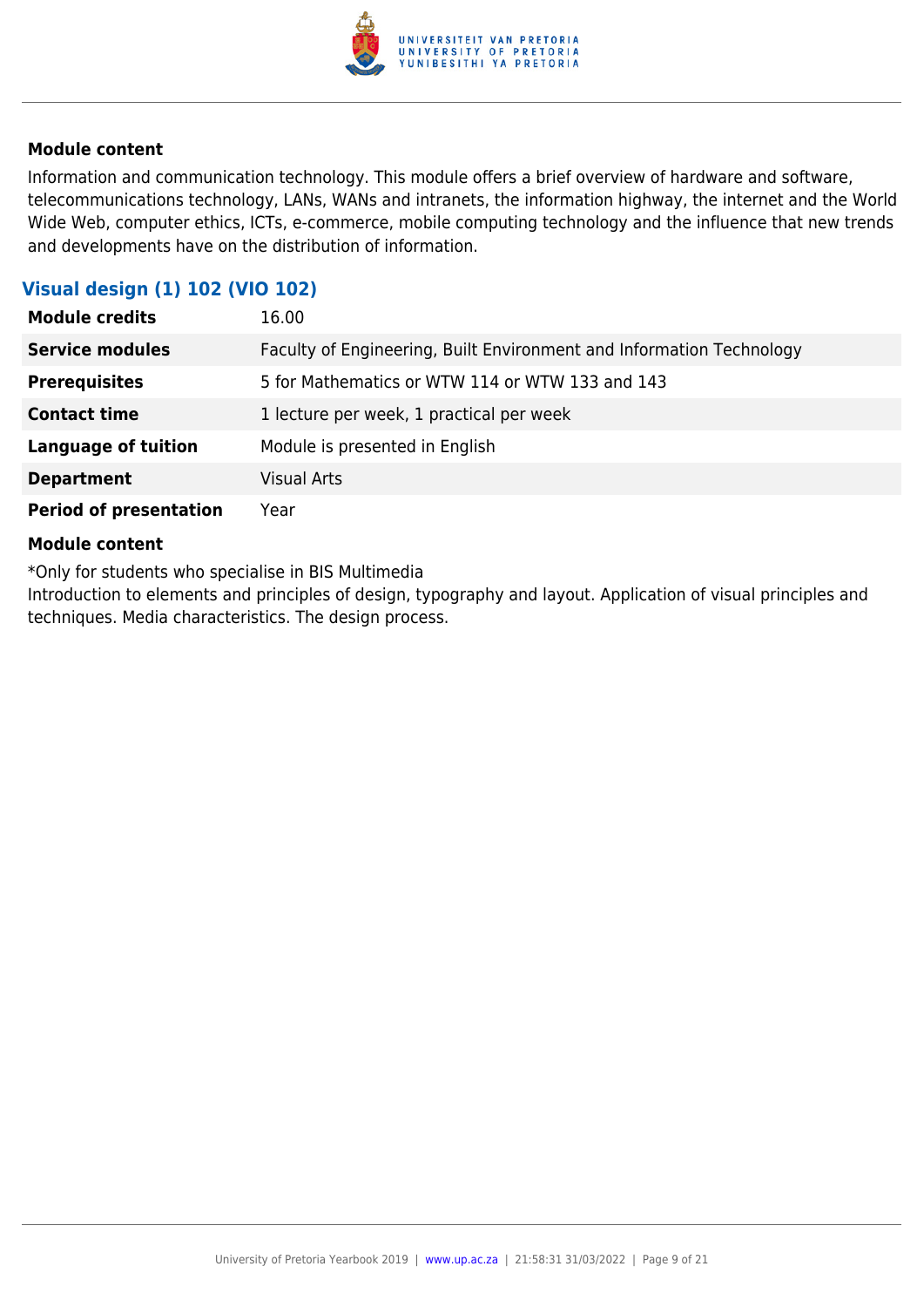#### Module content

Information and communication technology. This module offers a brief overview of hardware and software, telecommunications technology, LANs, WANs and intranets, the information highway, the internet and the World Wide Web, computer ethics, ICTs, e-commerce, mobile computing technology and the influence that new trends and developments have on the distribution of information.

### Visual design (1) 102 (VIO 102)

| | |
|---|---|
| **Module credits** | 16.00 |
| **Service modules** | Faculty of Engineering, Built Environment and Information Technology |
| **Prerequisites** | 5 for Mathematics or WTW 114 or WTW 133 and 143 |
| **Contact time** | 1 lecture per week, 1 practical per week |
| **Language of tuition** | Module is presented in English |
| **Department** | Visual Arts |
| **Period of presentation** | Year |

#### Module content

*Only for students who specialise in BIS Multimedia
Introduction to elements and principles of design, typography and layout. Application of visual principles and techniques. Media characteristics. The design process.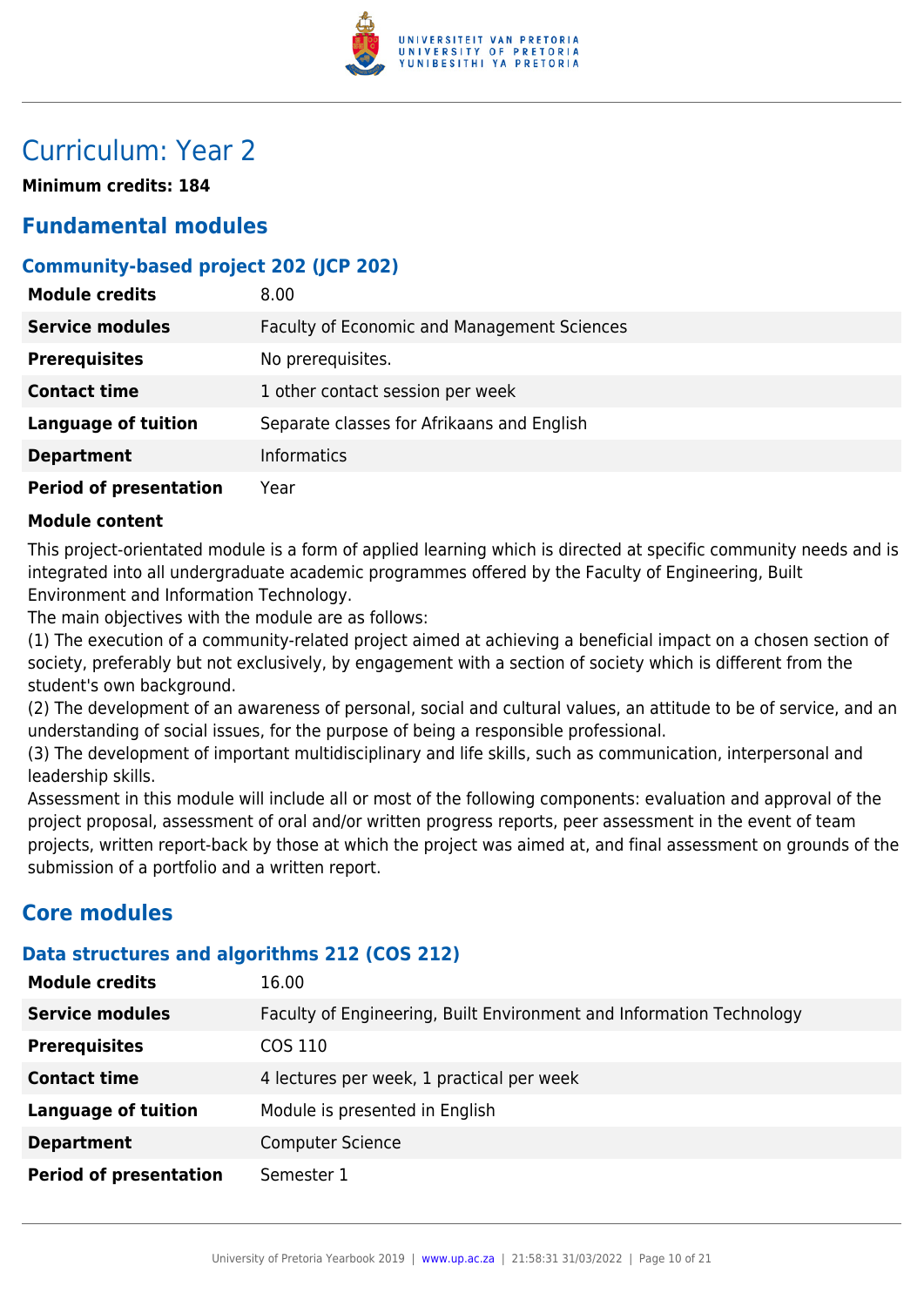# Curriculum: Year 2

**Minimum credits: 184**

## Fundamental modules

### Community-based project 202 (JCP 202)

| | |
|---|---|
| **Module credits** | 8.00 |
| **Service modules** | Faculty of Economic and Management Sciences |
| **Prerequisites** | No prerequisites. |
| **Contact time** | 1 other contact session per week |
| **Language of tuition** | Separate classes for Afrikaans and English |
| **Department** | Informatics |
| **Period of presentation** | Year |

**Module content**

This project-orientated module is a form of applied learning which is directed at specific community needs and is integrated into all undergraduate academic programmes offered by the Faculty of Engineering, Built Environment and Information Technology.

The main objectives with the module are as follows:

(1) The execution of a community-related project aimed at achieving a beneficial impact on a chosen section of society, preferably but not exclusively, by engagement with a section of society which is different from the student's own background.

(2) The development of an awareness of personal, social and cultural values, an attitude to be of service, and an understanding of social issues, for the purpose of being a responsible professional.

(3) The development of important multidisciplinary and life skills, such as communication, interpersonal and leadership skills.

Assessment in this module will include all or most of the following components: evaluation and approval of the project proposal, assessment of oral and/or written progress reports, peer assessment in the event of team projects, written report-back by those at which the project was aimed at, and final assessment on grounds of the submission of a portfolio and a written report.

## Core modules

### Data structures and algorithms 212 (COS 212)

| | |
|---|---|
| **Module credits** | 16.00 |
| **Service modules** | Faculty of Engineering, Built Environment and Information Technology |
| **Prerequisites** | COS 110 |
| **Contact time** | 4 lectures per week, 1 practical per week |
| **Language of tuition** | Module is presented in English |
| **Department** | Computer Science |
| **Period of presentation** | Semester 1 |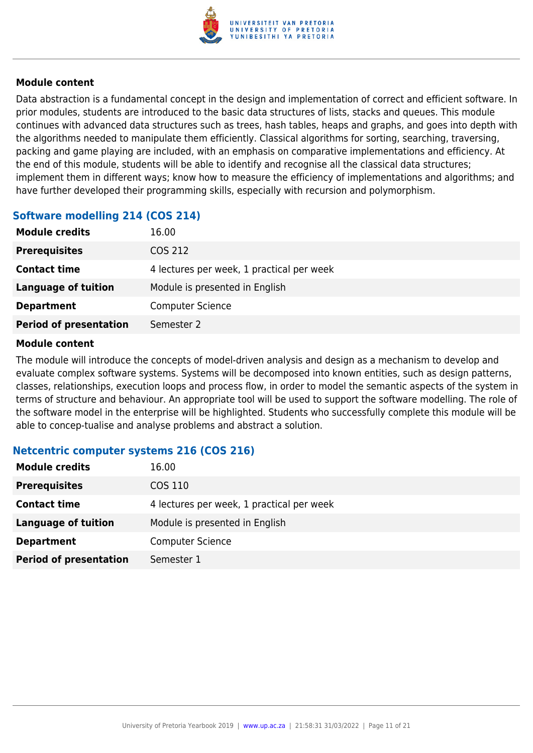#### Module content

Data abstraction is a fundamental concept in the design and implementation of correct and efficient software. In prior modules, students are introduced to the basic data structures of lists, stacks and queues. This module continues with advanced data structures such as trees, hash tables, heaps and graphs, and goes into depth with the algorithms needed to manipulate them efficiently. Classical algorithms for sorting, searching, traversing, packing and game playing are included, with an emphasis on comparative implementations and efficiency. At the end of this module, students will be able to identify and recognise all the classical data structures; implement them in different ways; know how to measure the efficiency of implementations and algorithms; and have further developed their programming skills, especially with recursion and polymorphism.

### Software modelling 214 (COS 214)

| | |
|---|---|
| **Module credits** | 16.00 |
| **Prerequisites** | COS 212 |
| **Contact time** | 4 lectures per week, 1 practical per week |
| **Language of tuition** | Module is presented in English |
| **Department** | Computer Science |
| **Period of presentation** | Semester 2 |

#### Module content

The module will introduce the concepts of model-driven analysis and design as a mechanism to develop and evaluate complex software systems. Systems will be decomposed into known entities, such as design patterns, classes, relationships, execution loops and process flow, in order to model the semantic aspects of the system in terms of structure and behaviour. An appropriate tool will be used to support the software modelling. The role of the software model in the enterprise will be highlighted. Students who successfully complete this module will be able to concep-tualise and analyse problems and abstract a solution.

### Netcentric computer systems 216 (COS 216)

| | |
|---|---|
| **Module credits** | 16.00 |
| **Prerequisites** | COS 110 |
| **Contact time** | 4 lectures per week, 1 practical per week |
| **Language of tuition** | Module is presented in English |
| **Department** | Computer Science |
| **Period of presentation** | Semester 1 |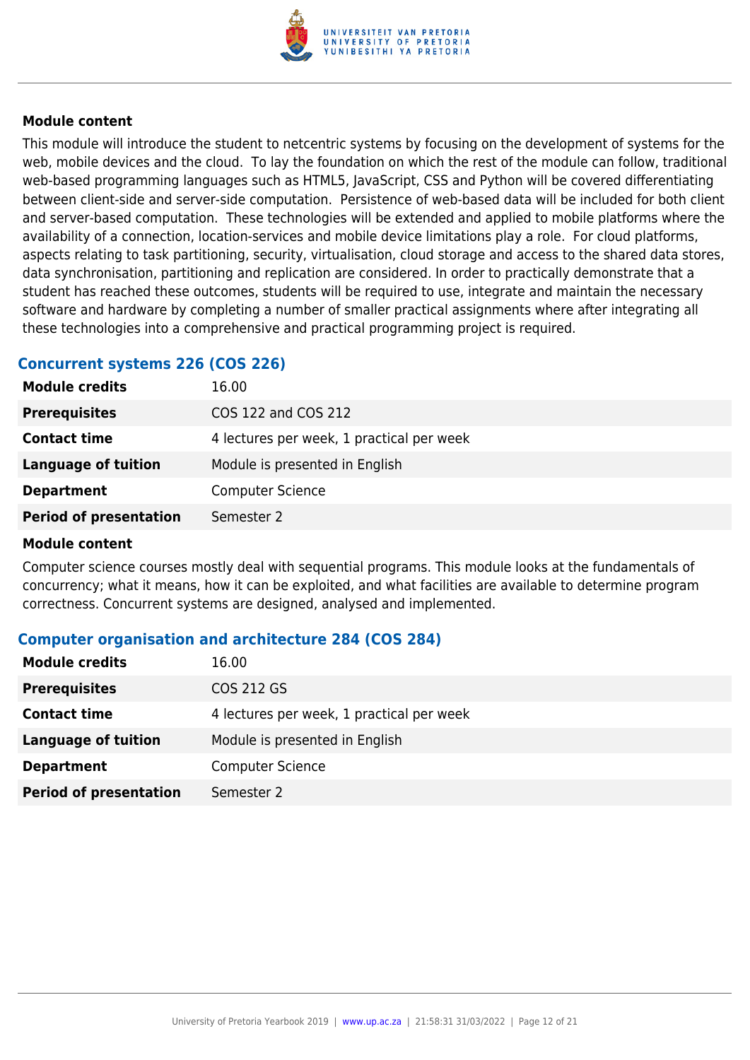**Module content**

This module will introduce the student to netcentric systems by focusing on the development of systems for the web, mobile devices and the cloud. To lay the foundation on which the rest of the module can follow, traditional web-based programming languages such as HTML5, JavaScript, CSS and Python will be covered differentiating between client-side and server-side computation. Persistence of web-based data will be included for both client and server-based computation. These technologies will be extended and applied to mobile platforms where the availability of a connection, location-services and mobile device limitations play a role. For cloud platforms, aspects relating to task partitioning, security, virtualisation, cloud storage and access to the shared data stores, data synchronisation, partitioning and replication are considered. In order to practically demonstrate that a student has reached these outcomes, students will be required to use, integrate and maintain the necessary software and hardware by completing a number of smaller practical assignments where after integrating all these technologies into a comprehensive and practical programming project is required.

## Concurrent systems 226 (COS 226)

| | |
|---|---|
| **Module credits** | 16.00 |
| **Prerequisites** | COS 122 and COS 212 |
| **Contact time** | 4 lectures per week, 1 practical per week |
| **Language of tuition** | Module is presented in English |
| **Department** | Computer Science |
| **Period of presentation** | Semester 2 |

**Module content**

Computer science courses mostly deal with sequential programs. This module looks at the fundamentals of concurrency; what it means, how it can be exploited, and what facilities are available to determine program correctness. Concurrent systems are designed, analysed and implemented.

## Computer organisation and architecture 284 (COS 284)

| | |
|---|---|
| **Module credits** | 16.00 |
| **Prerequisites** | COS 212 GS |
| **Contact time** | 4 lectures per week, 1 practical per week |
| **Language of tuition** | Module is presented in English |
| **Department** | Computer Science |
| **Period of presentation** | Semester 2 |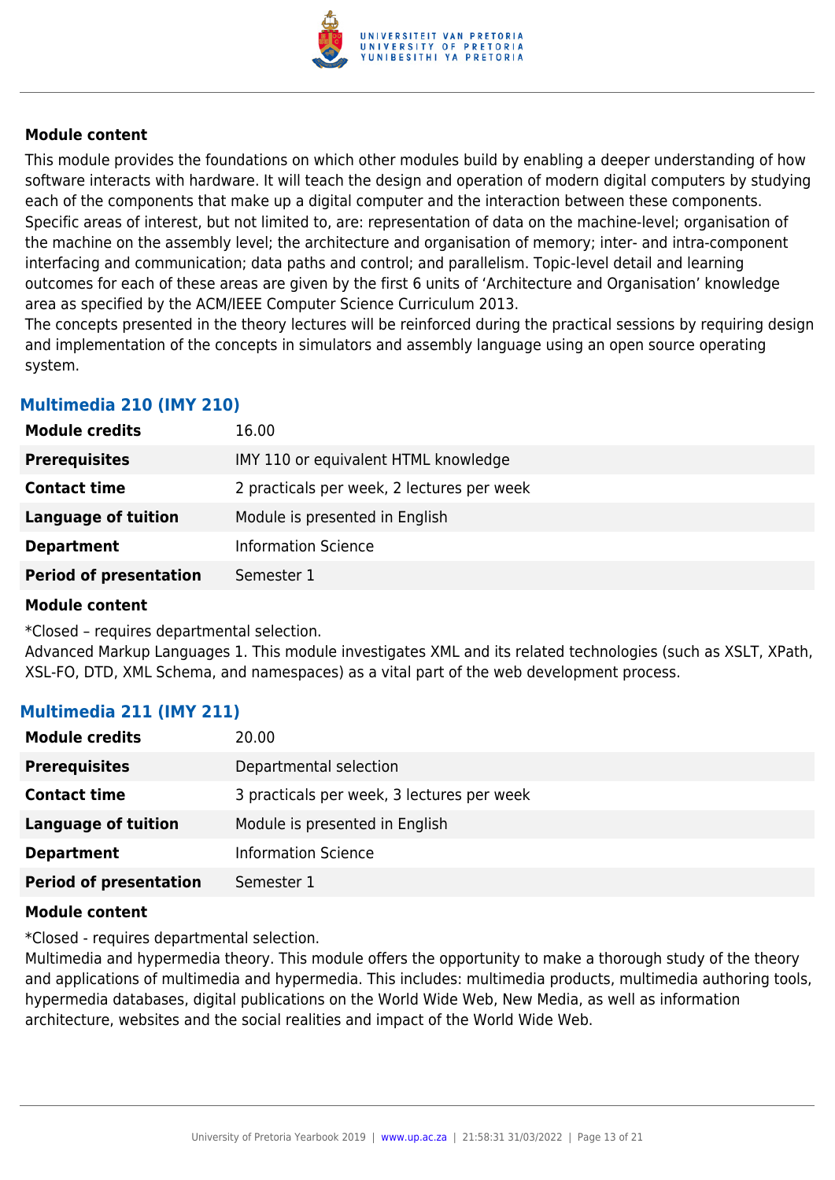**Module content**

This module provides the foundations on which other modules build by enabling a deeper understanding of how software interacts with hardware. It will teach the design and operation of modern digital computers by studying each of the components that make up a digital computer and the interaction between these components. Specific areas of interest, but not limited to, are: representation of data on the machine-level; organisation of the machine on the assembly level; the architecture and organisation of memory; inter- and intra-component interfacing and communication; data paths and control; and parallelism. Topic-level detail and learning outcomes for each of these areas are given by the first 6 units of 'Architecture and Organisation' knowledge area as specified by the ACM/IEEE Computer Science Curriculum 2013.
The concepts presented in the theory lectures will be reinforced during the practical sessions by requiring design and implementation of the concepts in simulators and assembly language using an open source operating system.

### Multimedia 210 (IMY 210)

| | |
|---|---|
| **Module credits** | 16.00 |
| **Prerequisites** | IMY 110 or equivalent HTML knowledge |
| **Contact time** | 2 practicals per week, 2 lectures per week |
| **Language of tuition** | Module is presented in English |
| **Department** | Information Science |
| **Period of presentation** | Semester 1 |

**Module content**

*Closed – requires departmental selection.
Advanced Markup Languages 1. This module investigates XML and its related technologies (such as XSLT, XPath, XSL-FO, DTD, XML Schema, and namespaces) as a vital part of the web development process.

### Multimedia 211 (IMY 211)

| | |
|---|---|
| **Module credits** | 20.00 |
| **Prerequisites** | Departmental selection |
| **Contact time** | 3 practicals per week, 3 lectures per week |
| **Language of tuition** | Module is presented in English |
| **Department** | Information Science |
| **Period of presentation** | Semester 1 |

**Module content**

*Closed - requires departmental selection.
Multimedia and hypermedia theory. This module offers the opportunity to make a thorough study of the theory and applications of multimedia and hypermedia. This includes: multimedia products, multimedia authoring tools, hypermedia databases, digital publications on the World Wide Web, New Media, as well as information architecture, websites and the social realities and impact of the World Wide Web.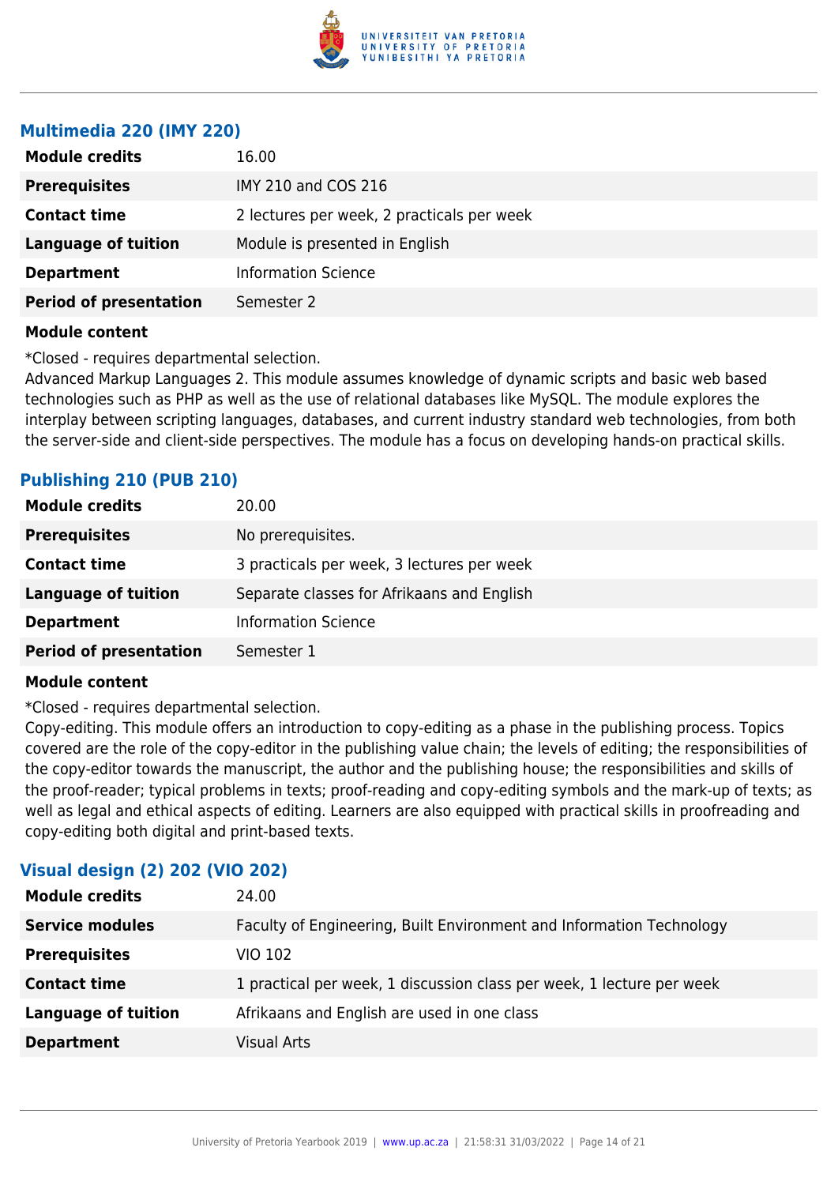### Multimedia 220 (IMY 220)

| | |
|---|---|
| **Module credits** | 16.00 |
| **Prerequisites** | IMY 210 and COS 216 |
| **Contact time** | 2 lectures per week, 2 practicals per week |
| **Language of tuition** | Module is presented in English |
| **Department** | Information Science |
| **Period of presentation** | Semester 2 |

**Module content**

*Closed - requires departmental selection.
Advanced Markup Languages 2. This module assumes knowledge of dynamic scripts and basic web based technologies such as PHP as well as the use of relational databases like MySQL. The module explores the interplay between scripting languages, databases, and current industry standard web technologies, from both the server-side and client-side perspectives. The module has a focus on developing hands-on practical skills.

### Publishing 210 (PUB 210)

| | |
|---|---|
| **Module credits** | 20.00 |
| **Prerequisites** | No prerequisites. |
| **Contact time** | 3 practicals per week, 3 lectures per week |
| **Language of tuition** | Separate classes for Afrikaans and English |
| **Department** | Information Science |
| **Period of presentation** | Semester 1 |

**Module content**

*Closed - requires departmental selection.
Copy-editing. This module offers an introduction to copy-editing as a phase in the publishing process. Topics covered are the role of the copy-editor in the publishing value chain; the levels of editing; the responsibilities of the copy-editor towards the manuscript, the author and the publishing house; the responsibilities and skills of the proof-reader; typical problems in texts; proof-reading and copy-editing symbols and the mark-up of texts; as well as legal and ethical aspects of editing. Learners are also equipped with practical skills in proofreading and copy-editing both digital and print-based texts.

### Visual design (2) 202 (VIO 202)

| | |
|---|---|
| **Module credits** | 24.00 |
| **Service modules** | Faculty of Engineering, Built Environment and Information Technology |
| **Prerequisites** | VIO 102 |
| **Contact time** | 1 practical per week, 1 discussion class per week, 1 lecture per week |
| **Language of tuition** | Afrikaans and English are used in one class |
| **Department** | Visual Arts |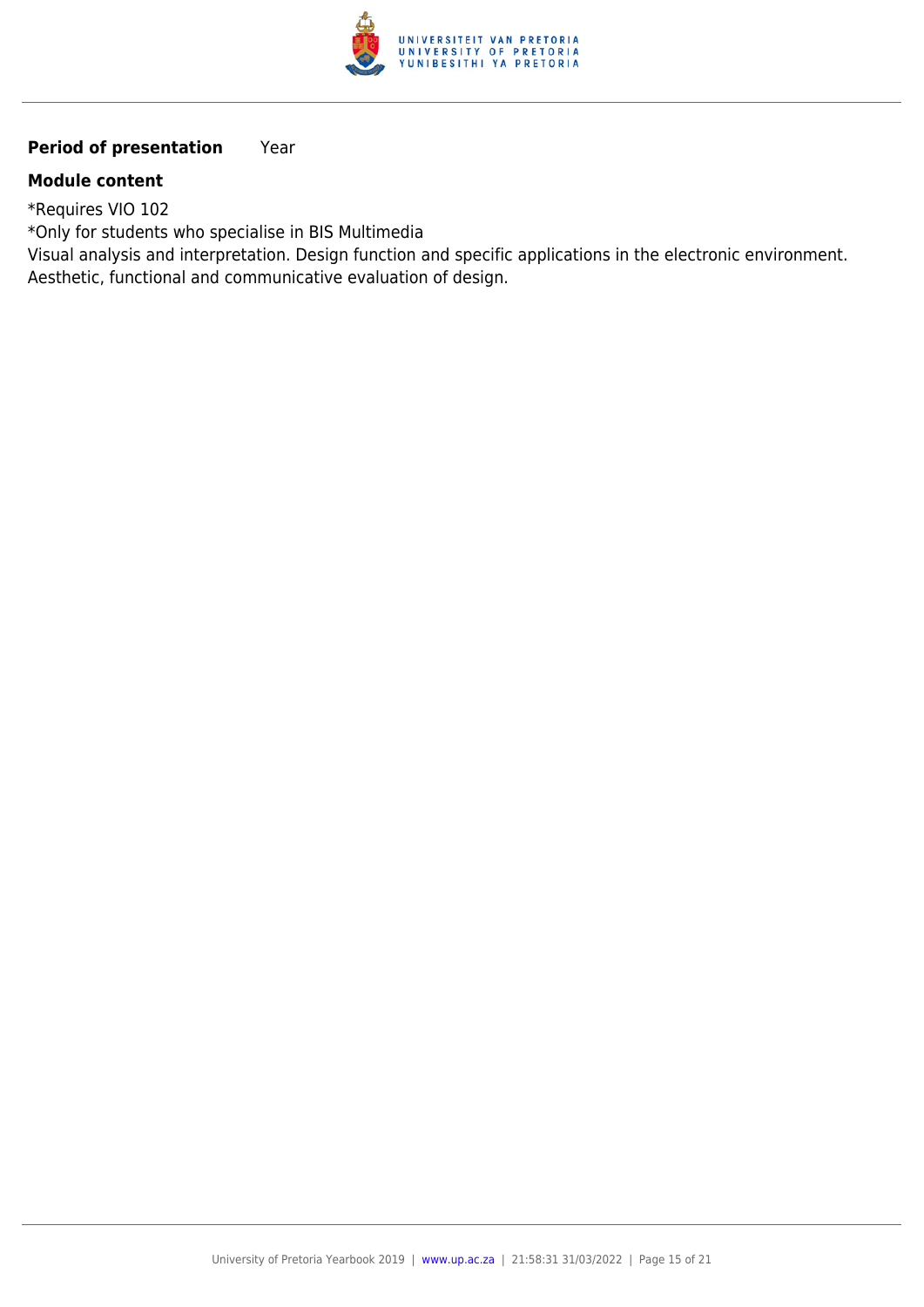**Period of presentation** Year

**Module content**

*Requires VIO 102

*Only for students who specialise in BIS Multimedia

Visual analysis and interpretation. Design function and specific applications in the electronic environment. Aesthetic, functional and communicative evaluation of design.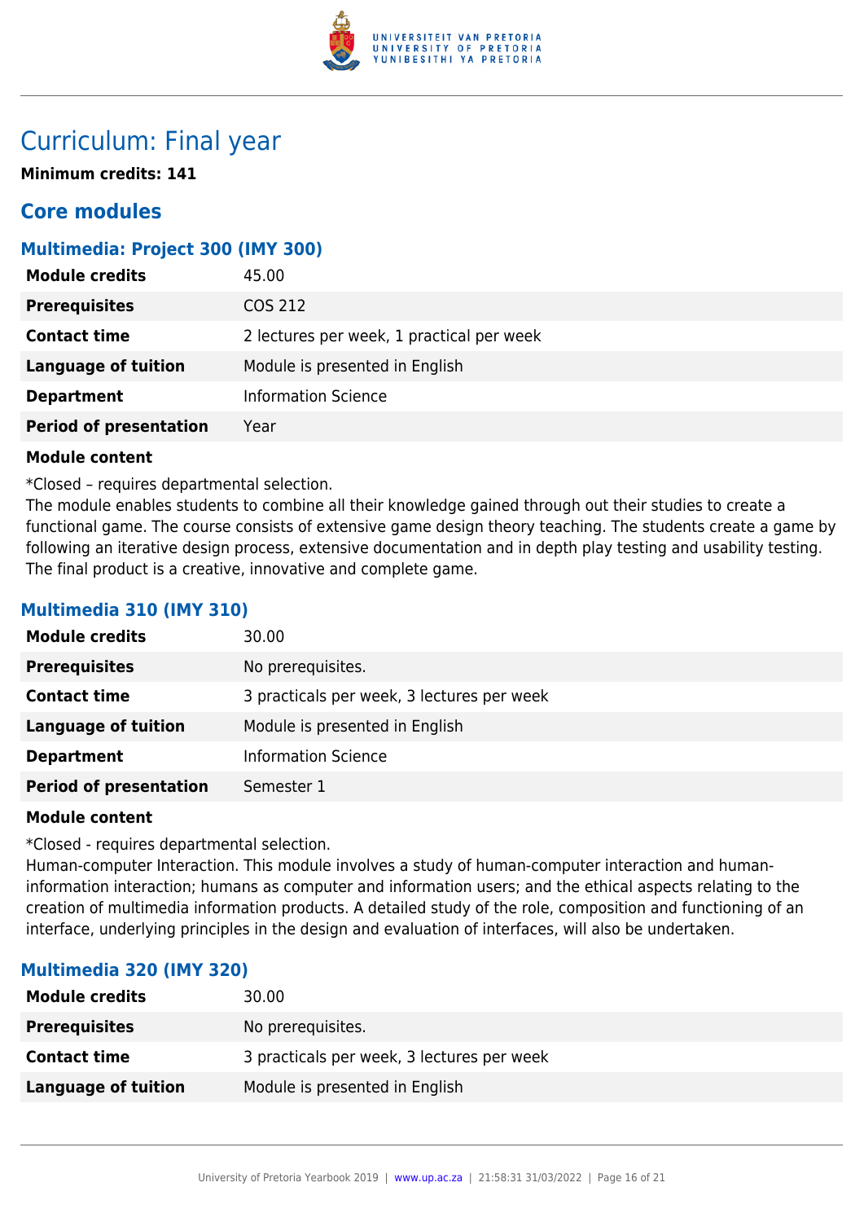# Curriculum: Final year

**Minimum credits: 141**

## Core modules

### Multimedia: Project 300 (IMY 300)

| | |
|---|---|
| **Module credits** | 45.00 |
| **Prerequisites** | COS 212 |
| **Contact time** | 2 lectures per week, 1 practical per week |
| **Language of tuition** | Module is presented in English |
| **Department** | Information Science |
| **Period of presentation** | Year |

**Module content**

*Closed – requires departmental selection.
The module enables students to combine all their knowledge gained through out their studies to create a functional game. The course consists of extensive game design theory teaching. The students create a game by following an iterative design process, extensive documentation and in depth play testing and usability testing. The final product is a creative, innovative and complete game.

### Multimedia 310 (IMY 310)

| | |
|---|---|
| **Module credits** | 30.00 |
| **Prerequisites** | No prerequisites. |
| **Contact time** | 3 practicals per week, 3 lectures per week |
| **Language of tuition** | Module is presented in English |
| **Department** | Information Science |
| **Period of presentation** | Semester 1 |

**Module content**

*Closed - requires departmental selection.
Human-computer Interaction. This module involves a study of human-computer interaction and human-information interaction; humans as computer and information users; and the ethical aspects relating to the creation of multimedia information products. A detailed study of the role, composition and functioning of an interface, underlying principles in the design and evaluation of interfaces, will also be undertaken.

### Multimedia 320 (IMY 320)

| | |
|---|---|
| **Module credits** | 30.00 |
| **Prerequisites** | No prerequisites. |
| **Contact time** | 3 practicals per week, 3 lectures per week |
| **Language of tuition** | Module is presented in English |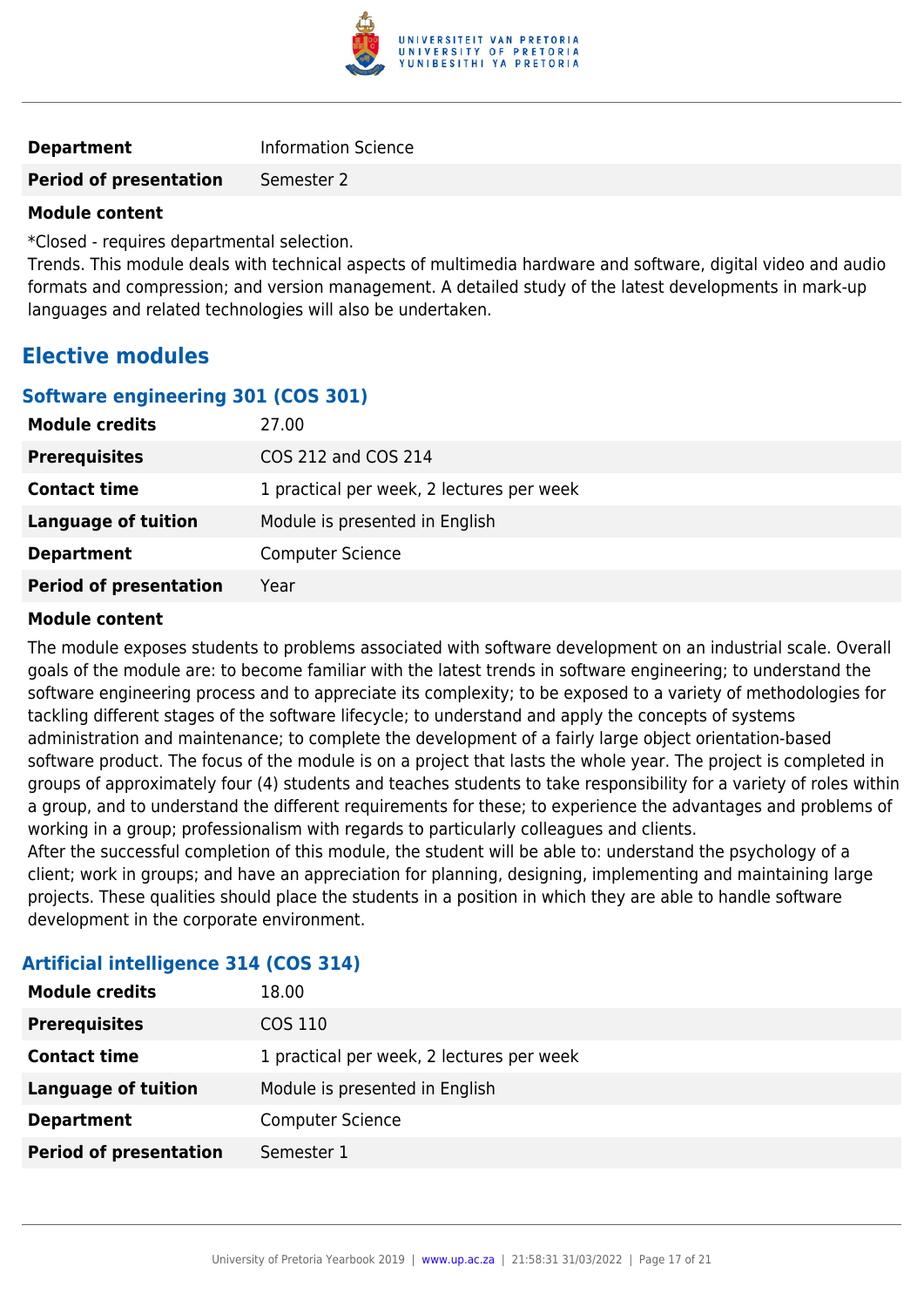| | |
|---|---|
| **Department** | Information Science |
| **Period of presentation** | Semester 2 |

**Module content**

*Closed - requires departmental selection.
Trends. This module deals with technical aspects of multimedia hardware and software, digital video and audio formats and compression; and version management. A detailed study of the latest developments in mark-up languages and related technologies will also be undertaken.

## Elective modules

### Software engineering 301 (COS 301)

| | |
|---|---|
| **Module credits** | 27.00 |
| **Prerequisites** | COS 212 and COS 214 |
| **Contact time** | 1 practical per week, 2 lectures per week |
| **Language of tuition** | Module is presented in English |
| **Department** | Computer Science |
| **Period of presentation** | Year |

**Module content**

The module exposes students to problems associated with software development on an industrial scale. Overall goals of the module are: to become familiar with the latest trends in software engineering; to understand the software engineering process and to appreciate its complexity; to be exposed to a variety of methodologies for tackling different stages of the software lifecycle; to understand and apply the concepts of systems administration and maintenance; to complete the development of a fairly large object orientation-based software product. The focus of the module is on a project that lasts the whole year. The project is completed in groups of approximately four (4) students and teaches students to take responsibility for a variety of roles within a group, and to understand the different requirements for these; to experience the advantages and problems of working in a group; professionalism with regards to particularly colleagues and clients.
After the successful completion of this module, the student will be able to: understand the psychology of a client; work in groups; and have an appreciation for planning, designing, implementing and maintaining large projects. These qualities should place the students in a position in which they are able to handle software development in the corporate environment.

### Artificial intelligence 314 (COS 314)

| | |
|---|---|
| **Module credits** | 18.00 |
| **Prerequisites** | COS 110 |
| **Contact time** | 1 practical per week, 2 lectures per week |
| **Language of tuition** | Module is presented in English |
| **Department** | Computer Science |
| **Period of presentation** | Semester 1 |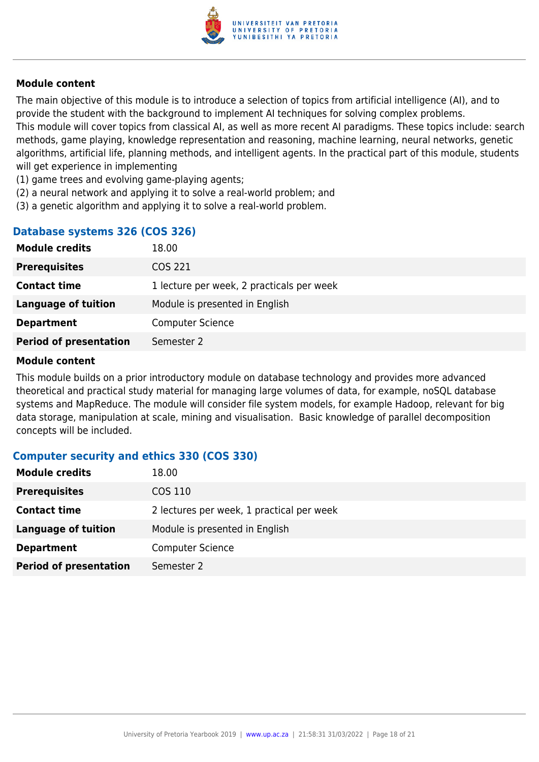#### Module content

The main objective of this module is to introduce a selection of topics from artificial intelligence (AI), and to provide the student with the background to implement AI techniques for solving complex problems.
This module will cover topics from classical AI, as well as more recent AI paradigms. These topics include: search methods, game playing, knowledge representation and reasoning, machine learning, neural networks, genetic algorithms, artificial life, planning methods, and intelligent agents. In the practical part of this module, students will get experience in implementing
(1) game trees and evolving game-playing agents;
(2) a neural network and applying it to solve a real-world problem; and
(3) a genetic algorithm and applying it to solve a real-world problem.

### Database systems 326 (COS 326)

| | |
|---|---|
| **Module credits** | 18.00 |
| **Prerequisites** | COS 221 |
| **Contact time** | 1 lecture per week, 2 practicals per week |
| **Language of tuition** | Module is presented in English |
| **Department** | Computer Science |
| **Period of presentation** | Semester 2 |

#### Module content

This module builds on a prior introductory module on database technology and provides more advanced theoretical and practical study material for managing large volumes of data, for example, noSQL database systems and MapReduce. The module will consider file system models, for example Hadoop, relevant for big data storage, manipulation at scale, mining and visualisation. Basic knowledge of parallel decomposition concepts will be included.

### Computer security and ethics 330 (COS 330)

| | |
|---|---|
| **Module credits** | 18.00 |
| **Prerequisites** | COS 110 |
| **Contact time** | 2 lectures per week, 1 practical per week |
| **Language of tuition** | Module is presented in English |
| **Department** | Computer Science |
| **Period of presentation** | Semester 2 |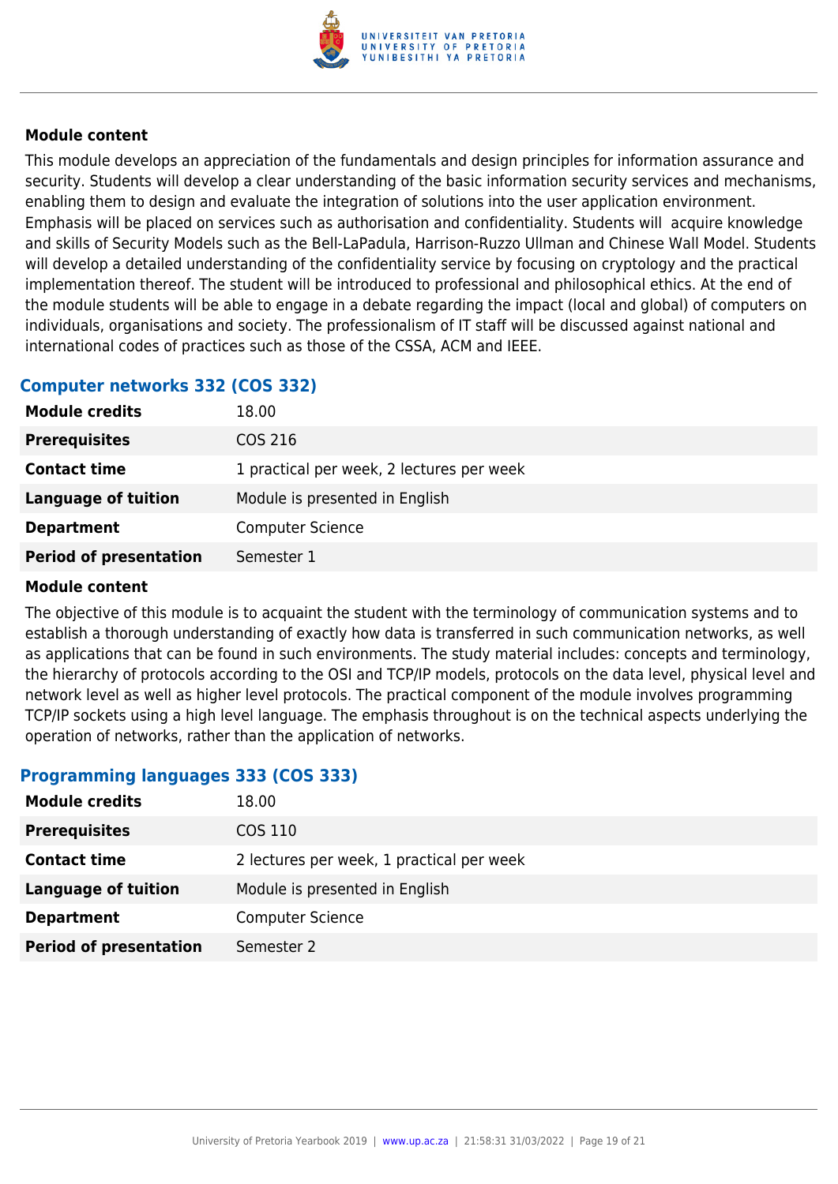**Module content**

This module develops an appreciation of the fundamentals and design principles for information assurance and security. Students will develop a clear understanding of the basic information security services and mechanisms, enabling them to design and evaluate the integration of solutions into the user application environment. Emphasis will be placed on services such as authorisation and confidentiality. Students will acquire knowledge and skills of Security Models such as the Bell-LaPadula, Harrison-Ruzzo Ullman and Chinese Wall Model. Students will develop a detailed understanding of the confidentiality service by focusing on cryptology and the practical implementation thereof. The student will be introduced to professional and philosophical ethics. At the end of the module students will be able to engage in a debate regarding the impact (local and global) of computers on individuals, organisations and society. The professionalism of IT staff will be discussed against national and international codes of practices such as those of the CSSA, ACM and IEEE.

### Computer networks 332 (COS 332)

| | |
|---|---|
| **Module credits** | 18.00 |
| **Prerequisites** | COS 216 |
| **Contact time** | 1 practical per week, 2 lectures per week |
| **Language of tuition** | Module is presented in English |
| **Department** | Computer Science |
| **Period of presentation** | Semester 1 |

**Module content**

The objective of this module is to acquaint the student with the terminology of communication systems and to establish a thorough understanding of exactly how data is transferred in such communication networks, as well as applications that can be found in such environments. The study material includes: concepts and terminology, the hierarchy of protocols according to the OSI and TCP/IP models, protocols on the data level, physical level and network level as well as higher level protocols. The practical component of the module involves programming TCP/IP sockets using a high level language. The emphasis throughout is on the technical aspects underlying the operation of networks, rather than the application of networks.

### Programming languages 333 (COS 333)

| | |
|---|---|
| **Module credits** | 18.00 |
| **Prerequisites** | COS 110 |
| **Contact time** | 2 lectures per week, 1 practical per week |
| **Language of tuition** | Module is presented in English |
| **Department** | Computer Science |
| **Period of presentation** | Semester 2 |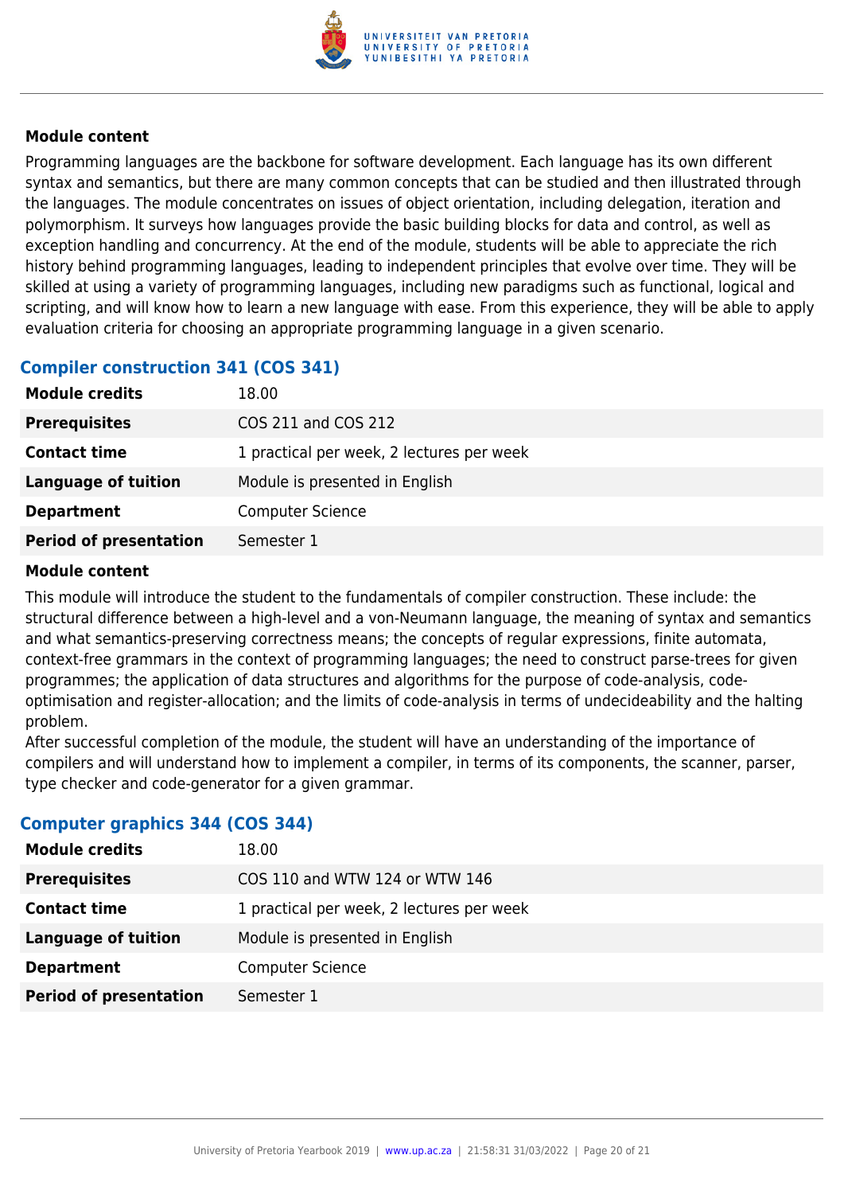**Module content**

Programming languages are the backbone for software development. Each language has its own different syntax and semantics, but there are many common concepts that can be studied and then illustrated through the languages. The module concentrates on issues of object orientation, including delegation, iteration and polymorphism. It surveys how languages provide the basic building blocks for data and control, as well as exception handling and concurrency. At the end of the module, students will be able to appreciate the rich history behind programming languages, leading to independent principles that evolve over time. They will be skilled at using a variety of programming languages, including new paradigms such as functional, logical and scripting, and will know how to learn a new language with ease. From this experience, they will be able to apply evaluation criteria for choosing an appropriate programming language in a given scenario.

## Compiler construction 341 (COS 341)

| | |
|---|---|
| **Module credits** | 18.00 |
| **Prerequisites** | COS 211 and COS 212 |
| **Contact time** | 1 practical per week, 2 lectures per week |
| **Language of tuition** | Module is presented in English |
| **Department** | Computer Science |
| **Period of presentation** | Semester 1 |

**Module content**

This module will introduce the student to the fundamentals of compiler construction. These include: the structural difference between a high-level and a von-Neumann language, the meaning of syntax and semantics and what semantics-preserving correctness means; the concepts of regular expressions, finite automata, context-free grammars in the context of programming languages; the need to construct parse-trees for given programmes; the application of data structures and algorithms for the purpose of code-analysis, code-optimisation and register-allocation; and the limits of code-analysis in terms of undecideability and the halting problem.

After successful completion of the module, the student will have an understanding of the importance of compilers and will understand how to implement a compiler, in terms of its components, the scanner, parser, type checker and code-generator for a given grammar.

## Computer graphics 344 (COS 344)

| | |
|---|---|
| **Module credits** | 18.00 |
| **Prerequisites** | COS 110 and WTW 124 or WTW 146 |
| **Contact time** | 1 practical per week, 2 lectures per week |
| **Language of tuition** | Module is presented in English |
| **Department** | Computer Science |
| **Period of presentation** | Semester 1 |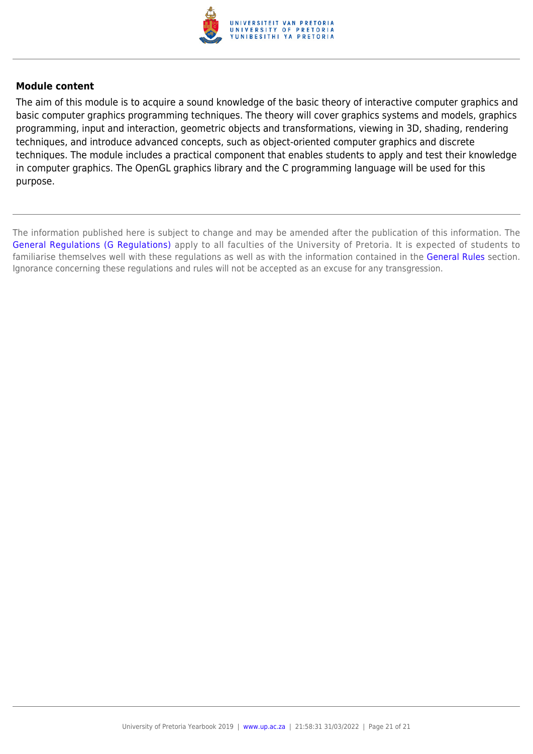**Module content**

The aim of this module is to acquire a sound knowledge of the basic theory of interactive computer graphics and basic computer graphics programming techniques. The theory will cover graphics systems and models, graphics programming, input and interaction, geometric objects and transformations, viewing in 3D, shading, rendering techniques, and introduce advanced concepts, such as object-oriented computer graphics and discrete techniques. The module includes a practical component that enables students to apply and test their knowledge in computer graphics. The OpenGL graphics library and the C programming language will be used for this purpose.

---

The information published here is subject to change and may be amended after the publication of this information. The General Regulations (G Regulations) apply to all faculties of the University of Pretoria. It is expected of students to familiarise themselves well with these regulations as well as with the information contained in the General Rules section. Ignorance concerning these regulations and rules will not be accepted as an excuse for any transgression.